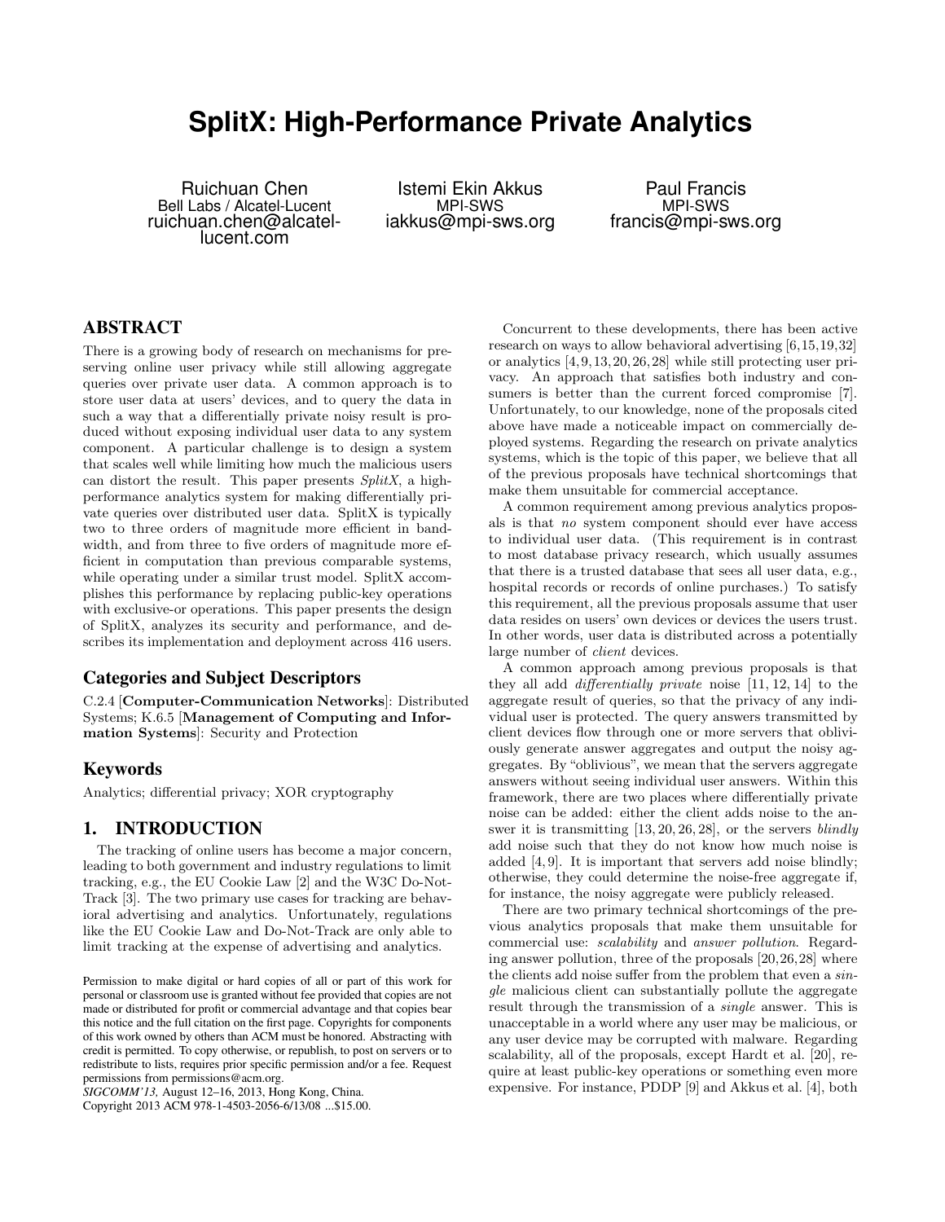# SplitX: High-Performance Private Analytics

Ruichuan Chen
Bell Labs / Alcatel-Lucent
ruichuan.chen@alcatel-lucent.com

Istemi Ekin Akkus
MPI-SWS
iakkus@mpi-sws.org

Paul Francis
MPI-SWS
francis@mpi-sws.org

## ABSTRACT

There is a growing body of research on mechanisms for preserving online user privacy while still allowing aggregate queries over private user data. A common approach is to store user data at users' devices, and to query the data in such a way that a differentially private noisy result is produced without exposing individual user data to any system component. A particular challenge is to design a system that scales well while limiting how much the malicious users can distort the result. This paper presents *SplitX*, a high-performance analytics system for making differentially private queries over distributed user data. SplitX is typically two to three orders of magnitude more efficient in bandwidth, and from three to five orders of magnitude more efficient in computation than previous comparable systems, while operating under a similar trust model. SplitX accomplishes this performance by replacing public-key operations with exclusive-or operations. This paper presents the design of SplitX, analyzes its security and performance, and describes its implementation and deployment across 416 users.

### Categories and Subject Descriptors

C.2.4 [**Computer-Communication Networks**]: Distributed Systems; K.6.5 [**Management of Computing and Information Systems**]: Security and Protection

### Keywords

Analytics; differential privacy; XOR cryptography

## 1. INTRODUCTION

The tracking of online users has become a major concern, leading to both government and industry regulations to limit tracking, e.g., the EU Cookie Law [2] and the W3C Do-Not-Track [3]. The two primary use cases for tracking are behavioral advertising and analytics. Unfortunately, regulations like the EU Cookie Law and Do-Not-Track are only able to limit tracking at the expense of advertising and analytics.

Permission to make digital or hard copies of all or part of this work for personal or classroom use is granted without fee provided that copies are not made or distributed for profit or commercial advantage and that copies bear this notice and the full citation on the first page. Copyrights for components of this work owned by others than ACM must be honored. Abstracting with credit is permitted. To copy otherwise, or republish, to post on servers or to redistribute to lists, requires prior specific permission and/or a fee. Request permissions from permissions@acm.org.
*SIGCOMM'13,* August 12–16, 2013, Hong Kong, China.
Copyright 2013 ACM 978-1-4503-2056-6/13/08 ...$15.00.

Concurrent to these developments, there has been active research on ways to allow behavioral advertising [6,15,19,32] or analytics [4,9,13,20,26,28] while still protecting user privacy. An approach that satisfies both industry and consumers is better than the current forced compromise [7]. Unfortunately, to our knowledge, none of the proposals cited above have made a noticeable impact on commercially deployed systems. Regarding the research on private analytics systems, which is the topic of this paper, we believe that all of the previous proposals have technical shortcomings that make them unsuitable for commercial acceptance.

A common requirement among previous analytics proposals is that *no* system component should ever have access to individual user data. (This requirement is in contrast to most database privacy research, which usually assumes that there is a trusted database that sees all user data, e.g., hospital records or records of online purchases.) To satisfy this requirement, all the previous proposals assume that user data resides on users' own devices or devices the users trust. In other words, user data is distributed across a potentially large number of *client* devices.

A common approach among previous proposals is that they all add *differentially private* noise [11, 12, 14] to the aggregate result of queries, so that the privacy of any individual user is protected. The query answers transmitted by client devices flow through one or more servers that obliviously generate answer aggregates and output the noisy aggregates. By "oblivious", we mean that the servers aggregate answers without seeing individual user answers. Within this framework, there are two places where differentially private noise can be added: either the client adds noise to the answer it is transmitting [13, 20, 26, 28], or the servers *blindly* add noise such that they do not know how much noise is added [4, 9]. It is important that servers add noise blindly; otherwise, they could determine the noise-free aggregate if, for instance, the noisy aggregate were publicly released.

There are two primary technical shortcomings of the previous analytics proposals that make them unsuitable for commercial use: *scalability* and *answer pollution*. Regarding answer pollution, three of the proposals [20,26,28] where the clients add noise suffer from the problem that even a *single* malicious client can substantially pollute the aggregate result through the transmission of a *single* answer. This is unacceptable in a world where any user may be malicious, or any user device may be corrupted with malware. Regarding scalability, all of the proposals, except Hardt et al. [20], require at least public-key operations or something even more expensive. For instance, PDDP [9] and Akkus et al. [4], both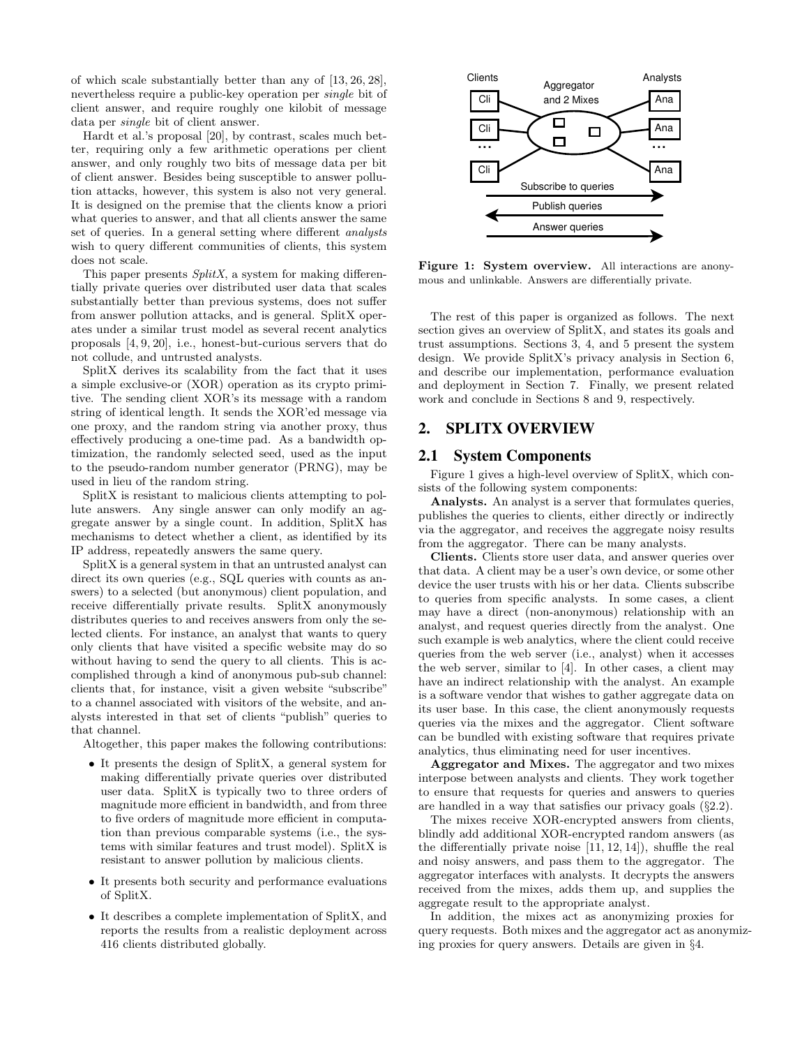of which scale substantially better than any of [13, 26, 28], nevertheless require a public-key operation per *single* bit of client answer, and require roughly one kilobit of message data per *single* bit of client answer.

Hardt et al.'s proposal [20], by contrast, scales much better, requiring only a few arithmetic operations per client answer, and only roughly two bits of message data per bit of client answer. Besides being susceptible to answer pollution attacks, however, this system is also not very general. It is designed on the premise that the clients know a priori what queries to answer, and that all clients answer the same set of queries. In a general setting where different *analysts* wish to query different communities of clients, this system does not scale.

This paper presents *SplitX*, a system for making differentially private queries over distributed user data that scales substantially better than previous systems, does not suffer from answer pollution attacks, and is general. SplitX operates under a similar trust model as several recent analytics proposals [4, 9, 20], i.e., honest-but-curious servers that do not collude, and untrusted analysts.

SplitX derives its scalability from the fact that it uses a simple exclusive-or (XOR) operation as its crypto primitive. The sending client XOR's its message with a random string of identical length. It sends the XOR'ed message via one proxy, and the random string via another proxy, thus effectively producing a one-time pad. As a bandwidth optimization, the randomly selected seed, used as the input to the pseudo-random number generator (PRNG), may be used in lieu of the random string.

SplitX is resistant to malicious clients attempting to pollute answers. Any single answer can only modify an aggregate answer by a single count. In addition, SplitX has mechanisms to detect whether a client, as identified by its IP address, repeatedly answers the same query.

SplitX is a general system in that an untrusted analyst can direct its own queries (e.g., SQL queries with counts as answers) to a selected (but anonymous) client population, and receive differentially private results. SplitX anonymously distributes queries to and receives answers from only the selected clients. For instance, an analyst that wants to query only clients that have visited a specific website may do so without having to send the query to all clients. This is accomplished through a kind of anonymous pub-sub channel: clients that, for instance, visit a given website "subscribe" to a channel associated with visitors of the website, and analysts interested in that set of clients "publish" queries to that channel.

Altogether, this paper makes the following contributions:

- It presents the design of SplitX, a general system for making differentially private queries over distributed user data. SplitX is typically two to three orders of magnitude more efficient in bandwidth, and from three to five orders of magnitude more efficient in computation than previous comparable systems (i.e., the systems with similar features and trust model). SplitX is resistant to answer pollution by malicious clients.
- It presents both security and performance evaluations of SplitX.
- It describes a complete implementation of SplitX, and reports the results from a realistic deployment across 416 clients distributed globally.

**Figure 1: System overview.** All interactions are anonymous and unlinkable. Answers are differentially private.

The rest of this paper is organized as follows. The next section gives an overview of SplitX, and states its goals and trust assumptions. Sections 3, 4, and 5 present the system design. We provide SplitX's privacy analysis in Section 6, and describe our implementation, performance evaluation and deployment in Section 7. Finally, we present related work and conclude in Sections 8 and 9, respectively.

## 2. SPLITX OVERVIEW

### 2.1 System Components

Figure 1 gives a high-level overview of SplitX, which consists of the following system components:

**Analysts.** An analyst is a server that formulates queries, publishes the queries to clients, either directly or indirectly via the aggregator, and receives the aggregate noisy results from the aggregator. There can be many analysts.

**Clients.** Clients store user data, and answer queries over that data. A client may be a user's own device, or some other device the user trusts with his or her data. Clients subscribe to queries from specific analysts. In some cases, a client may have a direct (non-anonymous) relationship with an analyst, and request queries directly from the analyst. One such example is web analytics, where the client could receive queries from the web server (i.e., analyst) when it accesses the web server, similar to [4]. In other cases, a client may have an indirect relationship with the analyst. An example is a software vendor that wishes to gather aggregate data on its user base. In this case, the client anonymously requests queries via the mixes and the aggregator. Client software can be bundled with existing software that requires private analytics, thus eliminating need for user incentives.

**Aggregator and Mixes.** The aggregator and two mixes interpose between analysts and clients. They work together to ensure that requests for queries and answers to queries are handled in a way that satisfies our privacy goals (§2.2).

The mixes receive XOR-encrypted answers from clients, blindly add additional XOR-encrypted random answers (as the differentially private noise [11, 12, 14]), shuffle the real and noisy answers, and pass them to the aggregator. The aggregator interfaces with analysts. It decrypts the answers received from the mixes, adds them up, and supplies the aggregate result to the appropriate analyst.

In addition, the mixes act as anonymizing proxies for query requests. Both mixes and the aggregator act as anonymizing proxies for query answers. Details are given in §4.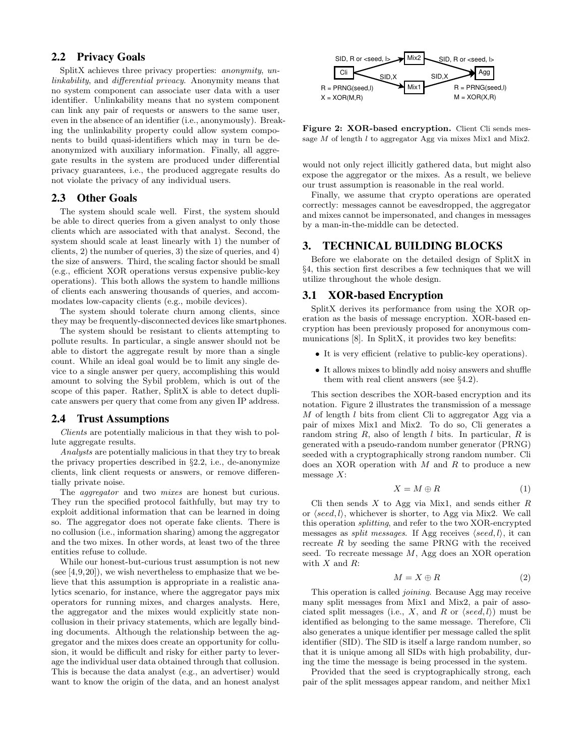## 2.2 Privacy Goals

SplitX achieves three privacy properties: *anonymity*, *unlinkability*, and *differential privacy*. Anonymity means that no system component can associate user data with a user identifier. Unlinkability means that no system component can link any pair of requests or answers to the same user, even in the absence of an identifier (i.e., anonymously). Breaking the unlinkability property could allow system components to build quasi-identifiers which may in turn be de-anonymized with auxiliary information. Finally, all aggregate results in the system are produced under differential privacy guarantees, i.e., the produced aggregate results do not violate the privacy of any individual users.

## 2.3 Other Goals

The system should scale well. First, the system should be able to direct queries from a given analyst to only those clients which are associated with that analyst. Second, the system should scale at least linearly with 1) the number of clients, 2) the number of queries, 3) the size of queries, and 4) the size of answers. Third, the scaling factor should be small (e.g., efficient XOR operations versus expensive public-key operations). This both allows the system to handle millions of clients each answering thousands of queries, and accommodates low-capacity clients (e.g., mobile devices).

The system should tolerate churn among clients, since they may be frequently-disconnected devices like smartphones.

The system should be resistant to clients attempting to pollute results. In particular, a single answer should not be able to distort the aggregate result by more than a single count. While an ideal goal would be to limit any single device to a single answer per query, accomplishing this would amount to solving the Sybil problem, which is out of the scope of this paper. Rather, SplitX is able to detect duplicate answers per query that come from any given IP address.

## 2.4 Trust Assumptions

*Clients* are potentially malicious in that they wish to pollute aggregate results.

*Analysts* are potentially malicious in that they try to break the privacy properties described in §2.2, i.e., de-anonymize clients, link client requests or answers, or remove differentially private noise.

The *aggregator* and two *mixes* are honest but curious. They run the specified protocol faithfully, but may try to exploit additional information that can be learned in doing so. The aggregator does not operate fake clients. There is no collusion (i.e., information sharing) among the aggregator and the two mixes. In other words, at least two of the three entities refuse to collude.

While our honest-but-curious trust assumption is not new (see [4,9,20]), we wish nevertheless to emphasize that we believe that this assumption is appropriate in a realistic analytics scenario, for instance, where the aggregator pays mix operators for running mixes, and charges analysts. Here, the aggregator and the mixes would explicitly state non-collusion in their privacy statements, which are legally binding documents. Although the relationship between the aggregator and the mixes does create an opportunity for collusion, it would be difficult and risky for either party to leverage the individual user data obtained through that collusion. This is because the data analyst (e.g., an advertiser) would want to know the origin of the data, and an honest analyst would not only reject illicitly gathered data, but might also expose the aggregator or the mixes. As a result, we believe our trust assumption is reasonable in the real world.

Finally, we assume that crypto operations are operated correctly: messages cannot be eavesdropped, the aggregator and mixes cannot be impersonated, and changes in messages by a man-in-the-middle can be detected.

**Figure 2: XOR-based encryption.** Client Cli sends message $M$ of length $l$ to aggregator Agg via mixes Mix1 and Mix2.

# 3. TECHNICAL BUILDING BLOCKS

Before we elaborate on the detailed design of SplitX in §4, this section first describes a few techniques that we will utilize throughout the whole design.

## 3.1 XOR-based Encryption

SplitX derives its performance from using the XOR operation as the basis of message encryption. XOR-based encryption has been previously proposed for anonymous communications [8]. In SplitX, it provides two key benefits:

- It is very efficient (relative to public-key operations).
- It allows mixes to blindly add noisy answers and shuffle them with real client answers (see §4.2).

This section describes the XOR-based encryption and its notation. Figure 2 illustrates the transmission of a message $M$ of length $l$ bits from client Cli to aggregator Agg via a pair of mixes Mix1 and Mix2. To do so, Cli generates a random string $R$, also of length $l$ bits. In particular, $R$ is generated with a pseudo-random number generator (PRNG) seeded with a cryptographically strong random number. Cli does an XOR operation with $M$ and $R$ to produce a new message $X$:

$$X = M \oplus R \quad (1)$$

Cli then sends $X$ to Agg via Mix1, and sends either $R$ or $\langle seed, l \rangle$, whichever is shorter, to Agg via Mix2. We call this operation *splitting*, and refer to the two XOR-encrypted messages as *split messages*. If Agg receives $\langle seed, l \rangle$, it can recreate $R$ by seeding the same PRNG with the received seed. To recreate message $M$, Agg does an XOR operation with $X$ and $R$:

$$M = X \oplus R \quad (2)$$

This operation is called *joining*. Because Agg may receive many split messages from Mix1 and Mix2, a pair of associated split messages (i.e., $X$, and $R$ or $\langle seed, l \rangle$) must be identified as belonging to the same message. Therefore, Cli also generates a unique identifier per message called the split identifier (SID). The SID is itself a large random number, so that it is unique among all SIDs with high probability, during the time the message is being processed in the system.

Provided that the seed is cryptographically strong, each pair of the split messages appear random, and neither Mix1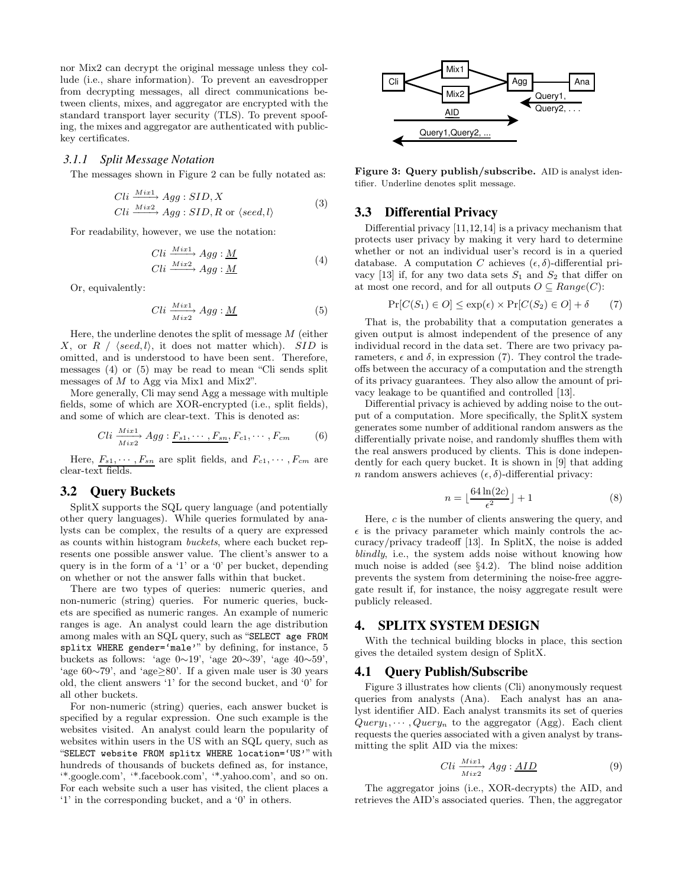nor Mix2 can decrypt the original message unless they collude (i.e., share information). To prevent an eavesdropper from decrypting messages, all direct communications between clients, mixes, and aggregator are encrypted with the standard transport layer security (TLS). To prevent spoofing, the mixes and aggregator are authenticated with public-key certificates.

#### 3.1.1 Split Message Notation

The messages shown in Figure 2 can be fully notated as:

$$
\begin{aligned}
Cli &\xrightarrow{Mix1} Agg : SID, X \\
Cli &\xrightarrow{Mix2} Agg : SID, R \text{ or } \langle seed, l \rangle
\end{aligned}
\tag{3}
$$

For readability, however, we use the notation:

$$
\begin{aligned}
Cli &\xrightarrow{Mix1} Agg : \underline{M} \\
Cli &\xrightarrow{Mix2} Agg : \underline{M}
\end{aligned}
\tag{4}
$$

Or, equivalently:

$$
Cli \xrightarrow[Mix2]{Mix1} Agg : \underline{M} \tag{5}
$$

Here, the underline denotes the split of message $M$ (either $X$, or $R$ / $\langle seed, l \rangle$, it does not matter which). $SID$ is omitted, and is understood to have been sent. Therefore, messages (4) or (5) may be read to mean "Cli sends split messages of $M$ to Agg via Mix1 and Mix2".

More generally, Cli may send Agg a message with multiple fields, some of which are XOR-encrypted (i.e., split fields), and some of which are clear-text. This is denoted as:

$$
Cli \xrightarrow[Mix2]{Mix1} Agg : \underline{F_{s1}, \cdots, F_{sn}}, F_{c1}, \cdots, F_{cm} \tag{6}
$$

Here, $\underline{F_{s1}, \cdots, F_{sn}}$ are split fields, and $F_{c1}, \cdots, F_{cm}$ are clear-text fields.

### 3.2 Query Buckets

SplitX supports the SQL query language (and potentially other query languages). While queries formulated by analysts can be complex, the results of a query are expressed as counts within histogram *buckets*, where each bucket represents one possible answer value. The client's answer to a query is in the form of a '1' or a '0' per bucket, depending on whether or not the answer falls within that bucket.

There are two types of queries: numeric queries, and non-numeric (string) queries. For numeric queries, buckets are specified as numeric ranges. An example of numeric ranges is age. An analyst could learn the age distribution among males with an SQL query, such as "`SELECT age FROM splitx WHERE gender='male'`" by defining, for instance, 5 buckets as follows: 'age 0∼19', 'age 20∼39', 'age 40∼59', 'age 60∼79', and 'age≥80'. If a given male user is 30 years old, the client answers '1' for the second bucket, and '0' for all other buckets.

For non-numeric (string) queries, each answer bucket is specified by a regular expression. One such example is the websites visited. An analyst could learn the popularity of websites within users in the US with an SQL query, such as "`SELECT website FROM splitx WHERE location='US'`" with hundreds of thousands of buckets defined as, for instance, '*.google.com', '*.facebook.com', '*.yahoo.com', and so on. For each website such a user has visited, the client places a '1' in the corresponding bucket, and a '0' in others.

**Figure 3: Query publish/subscribe.** AID is analyst identifier. Underline denotes split message.

### 3.3 Differential Privacy

Differential privacy [11,12,14] is a privacy mechanism that protects user privacy by making it very hard to determine whether or not an individual user's record is in a queried database. A computation $C$ achieves $(\epsilon, \delta)$-differential privacy [13] if, for any two data sets $S_1$ and $S_2$ that differ on at most one record, and for all outputs $O \subseteq Range(C)$:

$$
\Pr[C(S_1) \in O] \leq \exp(\epsilon) \times \Pr[C(S_2) \in O] + \delta \tag{7}
$$

That is, the probability that a computation generates a given output is almost independent of the presence of any individual record in the data set. There are two privacy parameters, $\epsilon$ and $\delta$, in expression (7). They control the tradeoffs between the accuracy of a computation and the strength of its privacy guarantees. They also allow the amount of privacy leakage to be quantified and controlled [13].

Differential privacy is achieved by adding noise to the output of a computation. More specifically, the SplitX system generates some number of additional random answers as the differentially private noise, and randomly shuffles them with the real answers produced by clients. This is done independently for each query bucket. It is shown in [9] that adding $n$ random answers achieves $(\epsilon, \delta)$-differential privacy:

$$
n = \lfloor \frac{64 \ln(2c)}{\epsilon^2} \rfloor + 1 \tag{8}
$$

Here, $c$ is the number of clients answering the query, and $\epsilon$ is the privacy parameter which mainly controls the accuracy/privacy tradeoff [13]. In SplitX, the noise is added *blindly*, i.e., the system adds noise without knowing how much noise is added (see §4.2). The blind noise addition prevents the system from determining the noise-free aggregate result if, for instance, the noisy aggregate result were publicly released.

## 4. SPLITX SYSTEM DESIGN

With the technical building blocks in place, this section gives the detailed system design of SplitX.

### 4.1 Query Publish/Subscribe

Figure 3 illustrates how clients (Cli) anonymously request queries from analysts (Ana). Each analyst has an analyst identifier AID. Each analyst transmits its set of queries $Query_1, \cdots, Query_n$ to the aggregator (Agg). Each client requests the queries associated with a given analyst by transmitting the split AID via the mixes:

$$
Cli \xrightarrow[Mix2]{Mix1} Agg : \underline{AID} \tag{9}
$$

The aggregator joins (i.e., XOR-decrypts) the AID, and retrieves the AID's associated queries. Then, the aggregator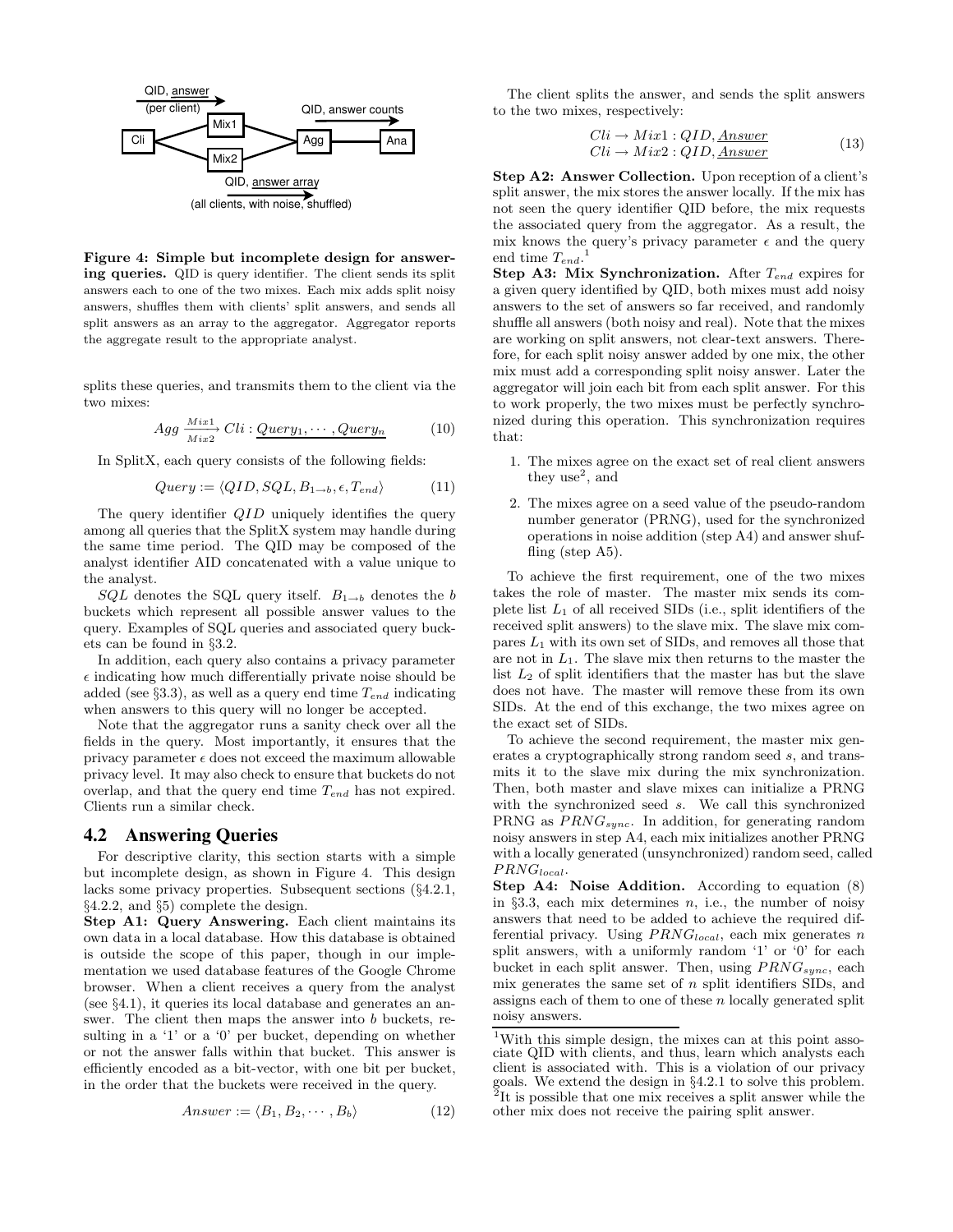Figure 4: Simple but incomplete design for answering queries. QID is query identifier. The client sends its split answers each to one of the two mixes. Each mix adds split noisy answers, shuffles them with clients' split answers, and sends all split answers as an array to the aggregator. Aggregator reports the aggregate result to the appropriate analyst.

splits these queries, and transmits them to the client via the two mixes:

$$Agg \xrightarrow[Mix2]{Mix1} Cli : \underline{Query_1, \cdots, Query_n} \tag{10}$$

In SplitX, each query consists of the following fields:

$$Query := \langle QID, SQL, B_{1 \rightarrow b}, \epsilon, T_{end} \rangle \tag{11}$$

The query identifier $QID$ uniquely identifies the query among all queries that the SplitX system may handle during the same time period. The QID may be composed of the analyst identifier AID concatenated with a value unique to the analyst.

$SQL$ denotes the SQL query itself. $B_{1 \rightarrow b}$ denotes the $b$ buckets which represent all possible answer values to the query. Examples of SQL queries and associated query buckets can be found in §3.2.

In addition, each query also contains a privacy parameter $\epsilon$ indicating how much differentially private noise should be added (see §3.3), as well as a query end time $T_{end}$ indicating when answers to this query will no longer be accepted.

Note that the aggregator runs a sanity check over all the fields in the query. Most importantly, it ensures that the privacy parameter $\epsilon$ does not exceed the maximum allowable privacy level. It may also check to ensure that buckets do not overlap, and that the query end time $T_{end}$ has not expired. Clients run a similar check.

## 4.2 Answering Queries

For descriptive clarity, this section starts with a simple but incomplete design, as shown in Figure 4. This design lacks some privacy properties. Subsequent sections (§4.2.1, §4.2.2, and §5) complete the design.

**Step A1: Query Answering.** Each client maintains its own data in a local database. How this database is obtained is outside the scope of this paper, though in our implementation we used database features of the Google Chrome browser. When a client receives a query from the analyst (see §4.1), it queries its local database and generates an answer. The client then maps the answer into $b$ buckets, resulting in a '1' or a '0' per bucket, depending on whether or not the answer falls within that bucket. This answer is efficiently encoded as a bit-vector, with one bit per bucket, in the order that the buckets were received in the query.

$$Answer := \langle B_1, B_2, \cdots, B_b \rangle \tag{12}$$

The client splits the answer, and sends the split answers to the two mixes, respectively:

$$\begin{array}{l} Cli \rightarrow Mix1 : QID, \underline{Answer} \\ Cli \rightarrow Mix2 : QID, \underline{Answer} \end{array} \tag{13}$$

**Step A2: Answer Collection.** Upon reception of a client's split answer, the mix stores the answer locally. If the mix has not seen the query identifier QID before, the mix requests the associated query from the aggregator. As a result, the mix knows the query's privacy parameter $\epsilon$ and the query end time $T_{end}$.[1]

**Step A3: Mix Synchronization.** After $T_{end}$ expires for a given query identified by QID, both mixes must add noisy answers to the set of answers so far received, and randomly shuffle all answers (both noisy and real). Note that the mixes are working on split answers, not clear-text answers. Therefore, for each split noisy answer added by one mix, the other mix must add a corresponding split noisy answer. Later the aggregator will join each bit from each split answer. For this to work properly, the two mixes must be perfectly synchronized during this operation. This synchronization requires that:

1. The mixes agree on the exact set of real client answers they use[2], and
2. The mixes agree on a seed value of the pseudo-random number generator (PRNG), used for the synchronized operations in noise addition (step A4) and answer shuffling (step A5).

To achieve the first requirement, one of the two mixes takes the role of master. The master mix sends its complete list $L_1$ of all received SIDs (i.e., split identifiers of the received split answers) to the slave mix. The slave mix compares $L_1$ with its own set of SIDs, and removes all those that are not in $L_1$. The slave mix then returns to the master the list $L_2$ of split identifiers that the master has but the slave does not have. The master will remove these from its own SIDs. At the end of this exchange, the two mixes agree on the exact set of SIDs.

To achieve the second requirement, the master mix generates a cryptographically strong random seed $s$, and transmits it to the slave mix during the mix synchronization. Then, both master and slave mixes can initialize a PRNG with the synchronized seed $s$. We call this synchronized PRNG as $PRNG_{sync}$. In addition, for generating random noisy answers in step A4, each mix initializes another PRNG with a locally generated (unsynchronized) random seed, called $PRNG_{local}$.

**Step A4: Noise Addition.** According to equation (8) in §3.3, each mix determines $n$, i.e., the number of noisy answers that need to be added to achieve the required differential privacy. Using $PRNG_{local}$, each mix generates $n$ split answers, with a uniformly random '1' or '0' for each bucket in each split answer. Then, using $PRNG_{sync}$, each mix generates the same set of $n$ split identifiers SIDs, and assigns each of them to one of these $n$ locally generated split noisy answers.

[1] With this simple design, the mixes can at this point associate QID with clients, and thus, learn which analysts each client is associated with. This is a violation of our privacy goals. We extend the design in §4.2.1 to solve this problem.

[2] It is possible that one mix receives a split answer while the other mix does not receive the pairing split answer.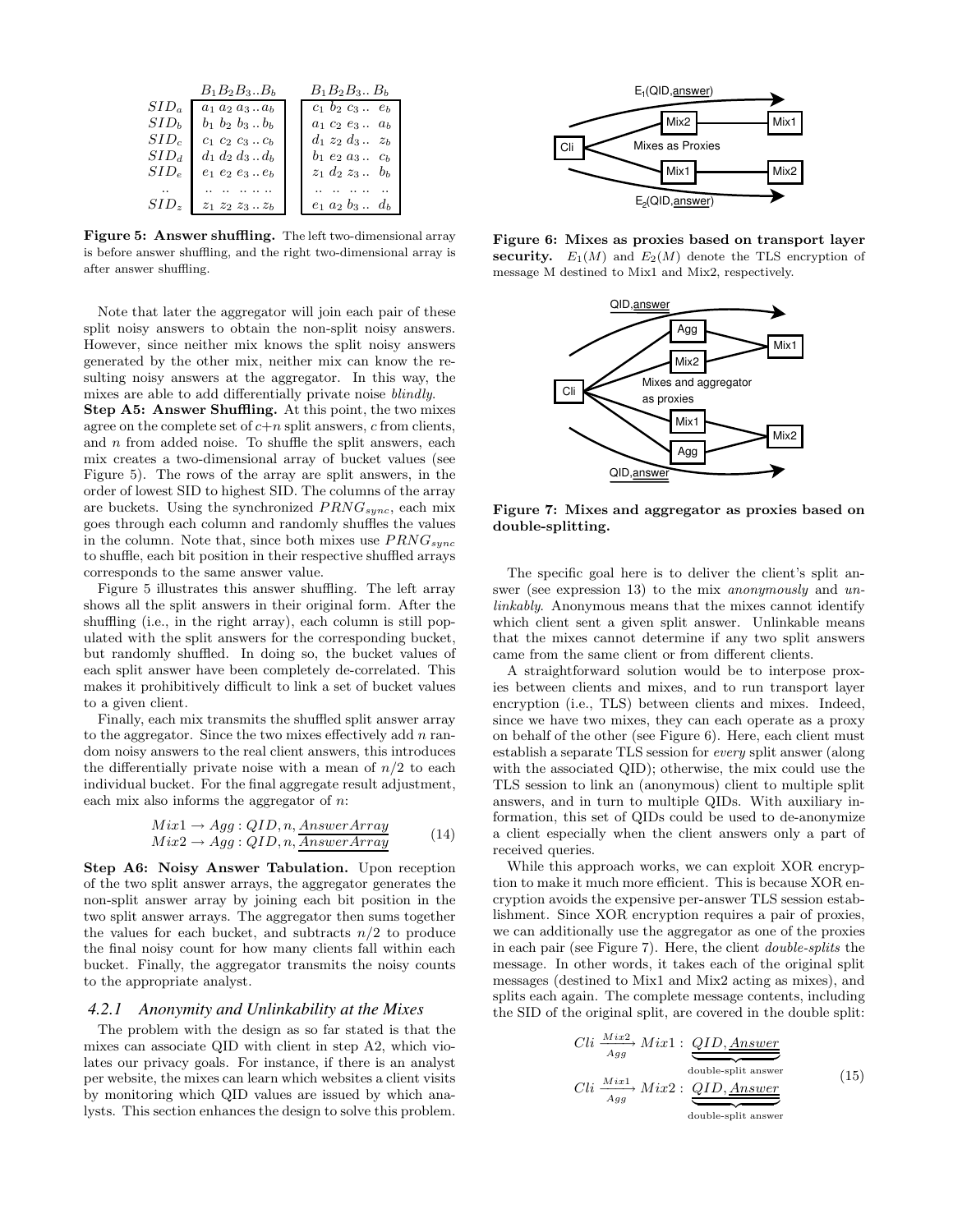| | $B_1 B_2 B_3 .. B_b$ | $B_1 B_2 B_3 .. B_b$ |
|---|---|---|
| $SID_a$ | $a_1\ a_2\ a_3 .. a_b$ | $c_1\ b_2\ c_3 ..\ e_b$ |
| $SID_b$ | $b_1\ b_2\ b_3 .. b_b$ | $a_1\ c_2\ e_3 ..\ a_b$ |
| $SID_c$ | $c_1\ c_2\ c_3 .. c_b$ | $d_1\ z_2\ d_3 ..\ z_b$ |
| $SID_d$ | $d_1\ d_2\ d_3 .. d_b$ | $b_1\ e_2\ a_3 ..\ c_b$ |
| $SID_e$ | $e_1\ e_2\ e_3 .. e_b$ | $z_1\ d_2\ z_3 ..\ b_b$ |
| .. | .. .. .. .. .. | .. .. .. .. .. |
| $SID_z$ | $z_1\ z_2\ z_3 .. z_b$ | $e_1\ a_2\ b_3 ..\ d_b$ |

**Figure 5: Answer shuffling.** The left two-dimensional array is before answer shuffling, and the right two-dimensional array is after answer shuffling.

Note that later the aggregator will join each pair of these split noisy answers to obtain the non-split noisy answers. However, since neither mix knows the split noisy answers generated by the other mix, neither mix can know the resulting noisy answers at the aggregator. In this way, the mixes are able to add differentially private noise *blindly*.

**Step A5: Answer Shuffling.** At this point, the two mixes agree on the complete set of $c$+$n$ split answers, $c$ from clients, and $n$ from added noise. To shuffle the split answers, each mix creates a two-dimensional array of bucket values (see Figure 5). The rows of the array are split answers, in the order of lowest SID to highest SID. The columns of the array are buckets. Using the synchronized $PRNG_{sync}$, each mix goes through each column and randomly shuffles the values in the column. Note that, since both mixes use $PRNG_{sync}$ to shuffle, each bit position in their respective shuffled arrays corresponds to the same answer value.

Figure 5 illustrates this answer shuffling. The left array shows all the split answers in their original form. After the shuffling (i.e., in the right array), each column is still populated with the split answers for the corresponding bucket, but randomly shuffled. In doing so, the bucket values of each split answer have been completely de-correlated. This makes it prohibitively difficult to link a set of bucket values to a given client.

Finally, each mix transmits the shuffled split answer array to the aggregator. Since the two mixes effectively add $n$ random noisy answers to the real client answers, this introduces the differentially private noise with a mean of $n/2$ to each individual bucket. For the final aggregate result adjustment, each mix also informs the aggregator of $n$:

$$\begin{array}{l} Mix1 \rightarrow Agg : QID, n, \underline{AnswerArray} \\ Mix2 \rightarrow Agg : QID, n, \overline{AnswerArray} \end{array} \quad (14)$$

**Step A6: Noisy Answer Tabulation.** Upon reception of the two split answer arrays, the aggregator generates the non-split answer array by joining each bit position in the two split answer arrays. The aggregator then sums together the values for each bucket, and subtracts $n/2$ to produce the final noisy count for how many clients fall within each bucket. Finally, the aggregator transmits the noisy counts to the appropriate analyst.

### 4.2.1 Anonymity and Unlinkability at the Mixes

The problem with the design as so far stated is that the mixes can associate QID with client in step A2, which violates our privacy goals. For instance, if there is an analyst per website, the mixes can learn which websites a client visits by monitoring which QID values are issued by which analysts. This section enhances the design to solve this problem.

**Figure 6: Mixes as proxies based on transport layer security.** $E_1(M)$ and $E_2(M)$ denote the TLS encryption of message M destined to Mix1 and Mix2, respectively.

**Figure 7: Mixes and aggregator as proxies based on double-splitting.**

The specific goal here is to deliver the client's split answer (see expression 13) to the mix *anonymously* and *unlinkably*. Anonymous means that the mixes cannot identify which client sent a given split answer. Unlinkable means that the mixes cannot determine if any two split answers came from the same client or from different clients.

A straightforward solution would be to interpose proxies between clients and mixes, and to run transport layer encryption (i.e., TLS) between clients and mixes. Indeed, since we have two mixes, they can each operate as a proxy on behalf of the other (see Figure 6). Here, each client must establish a separate TLS session for *every* split answer (along with the associated QID); otherwise, the mix could use the TLS session to link an (anonymous) client to multiple split answers, and in turn to multiple QIDs. With auxiliary information, this set of QIDs could be used to de-anonymize a client especially when the client answers only a part of received queries.

While this approach works, we can exploit XOR encryption to make it much more efficient. This is because XOR encryption avoids the expensive per-answer TLS session establishment. Since XOR encryption requires a pair of proxies, we can additionally use the aggregator as one of the proxies in each pair (see Figure 7). Here, the client *double-splits* the message. In other words, it takes each of the original split messages (destined to Mix1 and Mix2 acting as mixes), and splits each again. The complete message contents, including the SID of the original split, are covered in the double split:

$$\begin{array}{l} Cli \xrightarrow[Agg]{Mix2} Mix1 : \underbrace{\underline{QID, \underline{Answer}}}_{\text{double-split answer}} \\ Cli \xrightarrow[Agg]{Mix1} Mix2 : \underbrace{\underline{QID, \overline{Answer}}}_{\text{double-split answer}} \end{array} \quad (15)$$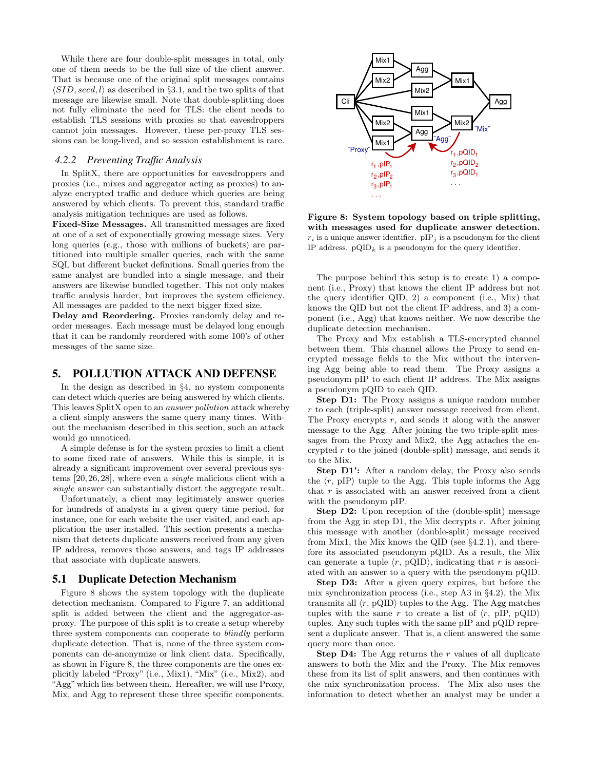While there are four double-split messages in total, only one of them needs to be the full size of the client answer. That is because one of the original split messages contains $\langle SID, seed, l \rangle$ as described in §3.1, and the two splits of that message are likewise small. Note that double-splitting does not fully eliminate the need for TLS: the client needs to establish TLS sessions with proxies so that eavesdroppers cannot join messages. However, these per-proxy TLS sessions can be long-lived, and so session establishment is rare.

### 4.2.2 Preventing Traffic Analysis

In SplitX, there are opportunities for eavesdroppers and proxies (i.e., mixes and aggregator acting as proxies) to analyze encrypted traffic and deduce which queries are being answered by which clients. To prevent this, standard traffic analysis mitigation techniques are used as follows.

**Fixed-Size Messages.** All transmitted messages are fixed at one of a set of exponentially growing message sizes. Very long queries (e.g., those with millions of buckets) are partitioned into multiple smaller queries, each with the same SQL but different bucket definitions. Small queries from the same analyst are bundled into a single message, and their answers are likewise bundled together. This not only makes traffic analysis harder, but improves the system efficiency. All messages are padded to the next bigger fixed size.

**Delay and Reordering.** Proxies randomly delay and reorder messages. Each message must be delayed long enough that it can be randomly reordered with some 100's of other messages of the same size.

## 5. POLLUTION ATTACK AND DEFENSE

In the design as described in §4, no system components can detect which queries are being answered by which clients. This leaves SplitX open to an *answer pollution* attack whereby a client simply answers the same query many times. Without the mechanism described in this section, such an attack would go unnoticed.

A simple defense is for the system proxies to limit a client to some fixed rate of answers. While this is simple, it is already a significant improvement over several previous systems [20,26,28], where even a *single* malicious client with a *single* answer can substantially distort the aggregate result.

Unfortunately, a client may legitimately answer queries for hundreds of analysts in a given query time period, for instance, one for each website the user visited, and each application the user installed. This section presents a mechanism that detects duplicate answers received from any given IP address, removes those answers, and tags IP addresses that associate with duplicate answers.

### 5.1 Duplicate Detection Mechanism

Figure 8 shows the system topology with the duplicate detection mechanism. Compared to Figure 7, an additional split is added between the client and the aggregator-as-proxy. The purpose of this split is to create a setup whereby three system components can cooperate to *blindly* perform duplicate detection. That is, none of the three system components can de-anonymize or link client data. Specifically, as shown in Figure 8, the three components are the ones explicitly labeled "Proxy" (i.e., Mix1), "Mix" (i.e., Mix2), and "Agg" which lies between them. Hereafter, we will use Proxy, Mix, and Agg to represent these three specific components.

**Figure 8: System topology based on triple splitting, with messages used for duplicate answer detection.** $r_i$ is a unique answer identifier. $\mathrm{pIP}_j$ is a pseudonym for the client IP address. $\mathrm{pQID}_k$ is a pseudonym for the query identifier.

The purpose behind this setup is to create 1) a component (i.e., Proxy) that knows the client IP address but not the query identifier QID, 2) a component (i.e., Mix) that knows the QID but not the client IP address, and 3) a component (i.e., Agg) that knows neither. We now describe the duplicate detection mechanism.

The Proxy and Mix establish a TLS-encrypted channel between them. This channel allows the Proxy to send encrypted message fields to the Mix without the intervening Agg being able to read them. The Proxy assigns a pseudonym pIP to each client IP address. The Mix assigns a pseudonym pQID to each QID.

**Step D1:** The Proxy assigns a unique random number $r$ to each (triple-split) answer message received from client. The Proxy encrypts $r$, and sends it along with the answer message to the Agg. After joining the two triple-split messages from the Proxy and Mix2, the Agg attaches the encrypted $r$ to the joined (double-split) message, and sends it to the Mix.

**Step D1':** After a random delay, the Proxy also sends the $\langle r, \mathrm{pIP} \rangle$ tuple to the Agg. This tuple informs the Agg that $r$ is associated with an answer received from a client with the pseudonym pIP.

**Step D2:** Upon reception of the (double-split) message from the Agg in step D1, the Mix decrypts $r$. After joining this message with another (double-split) message received from Mix1, the Mix knows the QID (see §4.2.1), and therefore its associated pseudonym pQID. As a result, the Mix can generate a tuple $\langle r, \mathrm{pQID} \rangle$, indicating that $r$ is associated with an answer to a query with the pseudonym pQID.

**Step D3:** After a given query expires, but before the mix synchronization process (i.e., step A3 in §4.2), the Mix transmits all $\langle r, \mathrm{pQID} \rangle$ tuples to the Agg. The Agg matches tuples with the same $r$ to create a list of $\langle r, \mathrm{pIP}, \mathrm{pQID} \rangle$ tuples. Any such tuples with the same pIP and pQID represent a duplicate answer. That is, a client answered the same query more than once.

**Step D4:** The Agg returns the $r$ values of all duplicate answers to both the Mix and the Proxy. The Mix removes these from its list of split answers, and then continues with the mix synchronization process. The Mix also uses the information to detect whether an analyst may be under a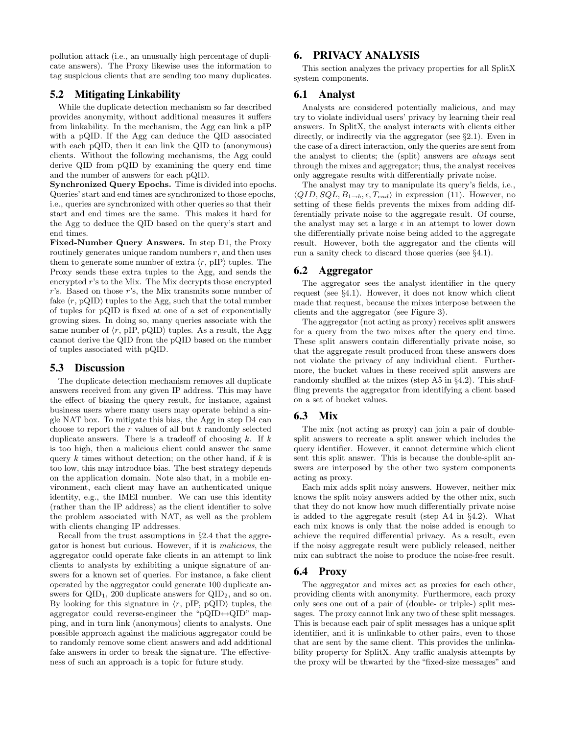pollution attack (i.e., an unusually high percentage of duplicate answers). The Proxy likewise uses the information to tag suspicious clients that are sending too many duplicates.

## 5.2 Mitigating Linkability

While the duplicate detection mechanism so far described provides anonymity, without additional measures it suffers from linkability. In the mechanism, the Agg can link a pIP with a pQID. If the Agg can deduce the QID associated with each pQID, then it can link the QID to (anonymous) clients. Without the following mechanisms, the Agg could derive QID from pQID by examining the query end time and the number of answers for each pQID.

**Synchronized Query Epochs.** Time is divided into epochs. Queries' start and end times are synchronized to those epochs, i.e., queries are synchronized with other queries so that their start and end times are the same. This makes it hard for the Agg to deduce the QID based on the query's start and end times.

**Fixed-Number Query Answers.** In step D1, the Proxy routinely generates unique random numbers $r$, and then uses them to generate some number of extra $\langle r, \text{pIP}\rangle$ tuples. The Proxy sends these extra tuples to the Agg, and sends the encrypted $r$'s to the Mix. The Mix decrypts those encrypted $r$'s. Based on those $r$'s, the Mix transmits some number of fake $\langle r, \text{pQID}\rangle$ tuples to the Agg, such that the total number of tuples for pQID is fixed at one of a set of exponentially growing sizes. In doing so, many queries associate with the same number of $\langle r, \text{pIP}, \text{pQID}\rangle$ tuples. As a result, the Agg cannot derive the QID from the pQID based on the number of tuples associated with pQID.

## 5.3 Discussion

The duplicate detection mechanism removes all duplicate answers received from any given IP address. This may have the effect of biasing the query result, for instance, against business users where many users may operate behind a single NAT box. To mitigate this bias, the Agg in step D4 can choose to report the $r$ values of all but $k$ randomly selected duplicate answers. There is a tradeoff of choosing $k$. If $k$ is too high, then a malicious client could answer the same query $k$ times without detection; on the other hand, if $k$ is too low, this may introduce bias. The best strategy depends on the application domain. Note also that, in a mobile environment, each client may have an authenticated unique identity, e.g., the IMEI number. We can use this identity (rather than the IP address) as the client identifier to solve the problem associated with NAT, as well as the problem with clients changing IP addresses.

Recall from the trust assumptions in §2.4 that the aggregator is honest but curious. However, if it is *malicious*, the aggregator could operate fake clients in an attempt to link clients to analysts by exhibiting a unique signature of answers for a known set of queries. For instance, a fake client operated by the aggregator could generate 100 duplicate answers for $\text{QID}_1$, 200 duplicate answers for $\text{QID}_2$, and so on. By looking for this signature in $\langle r, \text{pIP}, \text{pQID}\rangle$ tuples, the aggregator could reverse-engineer the "pQID$\leftrightarrow$QID" mapping, and in turn link (anonymous) clients to analysts. One possible approach against the malicious aggregator could be to randomly remove some client answers and add additional fake answers in order to break the signature. The effectiveness of such an approach is a topic for future study.

# 6. PRIVACY ANALYSIS

This section analyzes the privacy properties for all SplitX system components.

## 6.1 Analyst

Analysts are considered potentially malicious, and may try to violate individual users' privacy by learning their real answers. In SplitX, the analyst interacts with clients either directly, or indirectly via the aggregator (see §2.1). Even in the case of a direct interaction, only the queries are sent from the analyst to clients; the (split) answers are *always* sent through the mixes and aggregator; thus, the analyst receives only aggregate results with differentially private noise.

The analyst may try to manipulate its query's fields, i.e., $\langle QID, SQL, B_{1\to b}, \epsilon, T_{end}\rangle$ in expression (11). However, no setting of these fields prevents the mixes from adding differentially private noise to the aggregate result. Of course, the analyst may set a large $\epsilon$ in an attempt to lower down the differentially private noise being added to the aggregate result. However, both the aggregator and the clients will run a sanity check to discard those queries (see §4.1).

## 6.2 Aggregator

The aggregator sees the analyst identifier in the query request (see §4.1). However, it does not know which client made that request, because the mixes interpose between the clients and the aggregator (see Figure 3).

The aggregator (not acting as proxy) receives split answers for a query from the two mixes after the query end time. These split answers contain differentially private noise, so that the aggregate result produced from these answers does not violate the privacy of any individual client. Furthermore, the bucket values in these received split answers are randomly shuffled at the mixes (step A5 in §4.2). This shuffling prevents the aggregator from identifying a client based on a set of bucket values.

## 6.3 Mix

The mix (not acting as proxy) can join a pair of double-split answers to recreate a split answer which includes the query identifier. However, it cannot determine which client sent this split answer. This is because the double-split answers are interposed by the other two system components acting as proxy.

Each mix adds split noisy answers. However, neither mix knows the split noisy answers added by the other mix, such that they do not know how much differentially private noise is added to the aggregate result (step A4 in §4.2). What each mix knows is only that the noise added is enough to achieve the required differential privacy. As a result, even if the noisy aggregate result were publicly released, neither mix can subtract the noise to produce the noise-free result.

## 6.4 Proxy

The aggregator and mixes act as proxies for each other, providing clients with anonymity. Furthermore, each proxy only sees one out of a pair of (double- or triple-) split messages. The proxy cannot link any two of these split messages. This is because each pair of split messages has a unique split identifier, and it is unlinkable to other pairs, even to those that are sent by the same client. This provides the unlinkability property for SplitX. Any traffic analysis attempts by the proxy will be thwarted by the "fixed-size messages" and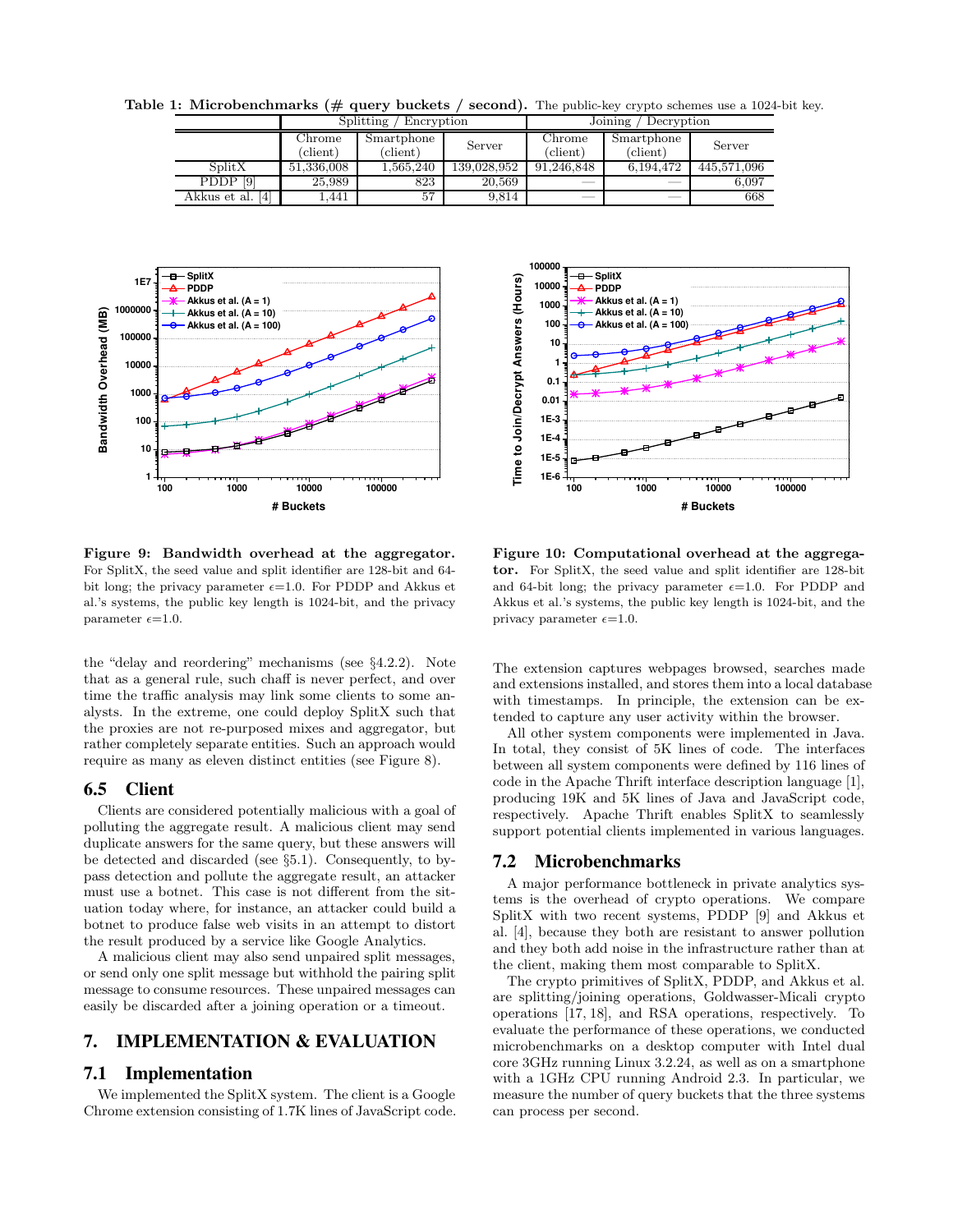**Table 1: Microbenchmarks (# query buckets / second).** The public-key crypto schemes use a 1024-bit key.

| | Splitting / Encryption | | | Joining / Decryption | | |
|---|---|---|---|---|---|---|
| | Chrome (client) | Smartphone (client) | Server | Chrome (client) | Smartphone (client) | Server |
| SplitX | 51,336,008 | 1,565,240 | 139,028,952 | 91,246,848 | 6,194,472 | 445,571,096 |
| PDDP [9] | 25,989 | 823 | 20,569 | — | — | 6,097 |
| Akkus et al. [4] | 1,441 | 57 | 9,814 | — | — | 668 |

**Figure 9: Bandwidth overhead at the aggregator.** For SplitX, the seed value and split identifier are 128-bit and 64-bit long; the privacy parameter $\epsilon$=1.0. For PDDP and Akkus et al.'s systems, the public key length is 1024-bit, and the privacy parameter $\epsilon$=1.0.

**Figure 10: Computational overhead at the aggregator.** For SplitX, the seed value and split identifier are 128-bit and 64-bit long; the privacy parameter $\epsilon$=1.0. For PDDP and Akkus et al.'s systems, the public key length is 1024-bit, and the privacy parameter $\epsilon$=1.0.

the "delay and reordering" mechanisms (see §4.2.2). Note that as a general rule, such chaff is never perfect, and over time the traffic analysis may link some clients to some analysts. In the extreme, one could deploy SplitX such that the proxies are not re-purposed mixes and aggregator, but rather completely separate entities. Such an approach would require as many as eleven distinct entities (see Figure 8).

### 6.5 Client

Clients are considered potentially malicious with a goal of polluting the aggregate result. A malicious client may send duplicate answers for the same query, but these answers will be detected and discarded (see §5.1). Consequently, to bypass detection and pollute the aggregate result, an attacker must use a botnet. This case is not different from the situation today where, for instance, an attacker could build a botnet to produce false web visits in an attempt to distort the result produced by a service like Google Analytics.

A malicious client may also send unpaired split messages, or send only one split message but withhold the pairing split message to consume resources. These unpaired messages can easily be discarded after a joining operation or a timeout.

## 7. IMPLEMENTATION & EVALUATION

### 7.1 Implementation

We implemented the SplitX system. The client is a Google Chrome extension consisting of 1.7K lines of JavaScript code. The extension captures webpages browsed, searches made and extensions installed, and stores them into a local database with timestamps. In principle, the extension can be extended to capture any user activity within the browser.

All other system components were implemented in Java. In total, they consist of 5K lines of code. The interfaces between all system components were defined by 116 lines of code in the Apache Thrift interface description language [1], producing 19K and 5K lines of Java and JavaScript code, respectively. Apache Thrift enables SplitX to seamlessly support potential clients implemented in various languages.

### 7.2 Microbenchmarks

A major performance bottleneck in private analytics systems is the overhead of crypto operations. We compare SplitX with two recent systems, PDDP [9] and Akkus et al. [4], because they both are resistant to answer pollution and they both add noise in the infrastructure rather than at the client, making them most comparable to SplitX.

The crypto primitives of SplitX, PDDP, and Akkus et al. are splitting/joining operations, Goldwasser-Micali crypto operations [17, 18], and RSA operations, respectively. To evaluate the performance of these operations, we conducted microbenchmarks on a desktop computer with Intel dual core 3GHz running Linux 3.2.24, as well as on a smartphone with a 1GHz CPU running Android 2.3. In particular, we measure the number of query buckets that the three systems can process per second.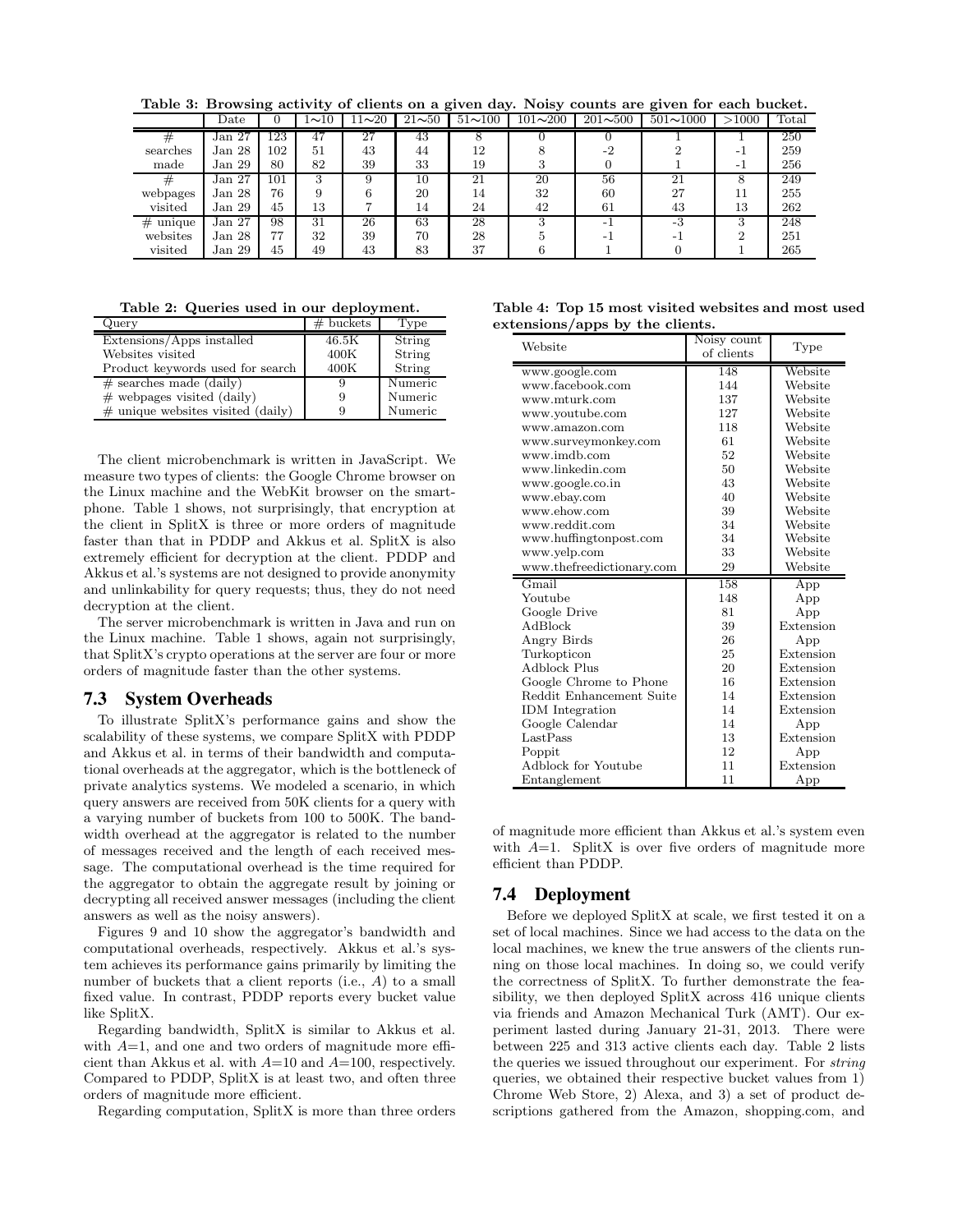**Table 3: Browsing activity of clients on a given day. Noisy counts are given for each bucket.**

| | Date | 0 | 1∼10 | 11∼20 | 21∼50 | 51∼100 | 101∼200 | 201∼500 | 501∼1000 | >1000 | Total |
|---|---|---|---|---|---|---|---|---|---|---|---|
| # | Jan 27 | 123 | 47 | 27 | 43 | 8 | 0 | 0 | 1 | 1 | 250 |
| searches | Jan 28 | 102 | 51 | 43 | 44 | 12 | 8 | -2 | 2 | -1 | 259 |
| made | Jan 29 | 80 | 82 | 39 | 33 | 19 | 3 | 0 | 1 | -1 | 256 |
| # | Jan 27 | 101 | 3 | 9 | 10 | 21 | 20 | 56 | 21 | 8 | 249 |
| webpages | Jan 28 | 76 | 9 | 6 | 20 | 14 | 32 | 60 | 27 | 11 | 255 |
| visited | Jan 29 | 45 | 13 | 7 | 14 | 24 | 42 | 61 | 43 | 13 | 262 |
| # unique | Jan 27 | 98 | 31 | 26 | 63 | 28 | 3 | -1 | -3 | 3 | 248 |
| websites | Jan 28 | 77 | 32 | 39 | 70 | 28 | 5 | -1 | -1 | 2 | 251 |
| visited | Jan 29 | 45 | 49 | 43 | 83 | 37 | 6 | 1 | 0 | 1 | 265 |

**Table 2: Queries used in our deployment.**

| Query | # buckets | Type |
|---|---|---|
| Extensions/Apps installed | 46.5K | String |
| Websites visited | 400K | String |
| Product keywords used for search | 400K | String |
| # searches made (daily) | 9 | Numeric |
| # webpages visited (daily) | 9 | Numeric |
| # unique websites visited (daily) | 9 | Numeric |

The client microbenchmark is written in JavaScript. We measure two types of clients: the Google Chrome browser on the Linux machine and the WebKit browser on the smartphone. Table 1 shows, not surprisingly, that encryption at the client in SplitX is three or more orders of magnitude faster than that in PDDP and Akkus et al. SplitX is also extremely efficient for decryption at the client. PDDP and Akkus et al.'s systems are not designed to provide anonymity and unlinkability for query requests; thus, they do not need decryption at the client.

The server microbenchmark is written in Java and run on the Linux machine. Table 1 shows, again not surprisingly, that SplitX's crypto operations at the server are four or more orders of magnitude faster than the other systems.

## 7.3 System Overheads

To illustrate SplitX's performance gains and show the scalability of these systems, we compare SplitX with PDDP and Akkus et al. in terms of their bandwidth and computational overheads at the aggregator, which is the bottleneck of private analytics systems. We modeled a scenario, in which query answers are received from 50K clients for a query with a varying number of buckets from 100 to 500K. The bandwidth overhead at the aggregator is related to the number of messages received and the length of each received message. The computational overhead is the time required for the aggregator to obtain the aggregate result by joining or decrypting all received answer messages (including the client answers as well as the noisy answers).

Figures 9 and 10 show the aggregator's bandwidth and computational overheads, respectively. Akkus et al.'s system achieves its performance gains primarily by limiting the number of buckets that a client reports (i.e., $A$) to a small fixed value. In contrast, PDDP reports every bucket value like SplitX.

Regarding bandwidth, SplitX is similar to Akkus et al. with $A$=1, and one and two orders of magnitude more efficient than Akkus et al. with $A$=10 and $A$=100, respectively. Compared to PDDP, SplitX is at least two, and often three orders of magnitude more efficient.

Regarding computation, SplitX is more than three orders of magnitude more efficient than Akkus et al.'s system even with $A$=1. SplitX is over five orders of magnitude more efficient than PDDP.

**Table 4: Top 15 most visited websites and most used extensions/apps by the clients.**

| Website | Noisy count of clients | Type |
|---|---|---|
| www.google.com | 148 | Website |
| www.facebook.com | 144 | Website |
| www.mturk.com | 137 | Website |
| www.youtube.com | 127 | Website |
| www.amazon.com | 118 | Website |
| www.surveymonkey.com | 61 | Website |
| www.imdb.com | 52 | Website |
| www.linkedin.com | 50 | Website |
| www.google.co.in | 43 | Website |
| www.ebay.com | 40 | Website |
| www.ehow.com | 39 | Website |
| www.reddit.com | 34 | Website |
| www.huffingtonpost.com | 34 | Website |
| www.yelp.com | 33 | Website |
| www.thefreedictionary.com | 29 | Website |
| Gmail | 158 | App |
| Youtube | 148 | App |
| Google Drive | 81 | App |
| AdBlock | 39 | Extension |
| Angry Birds | 26 | App |
| Turkopticon | 25 | Extension |
| Adblock Plus | 20 | Extension |
| Google Chrome to Phone | 16 | Extension |
| Reddit Enhancement Suite | 14 | Extension |
| IDM Integration | 14 | Extension |
| Google Calendar | 14 | App |
| LastPass | 13 | Extension |
| Poppit | 12 | App |
| Adblock for Youtube | 11 | Extension |
| Entanglement | 11 | App |

## 7.4 Deployment

Before we deployed SplitX at scale, we first tested it on a set of local machines. Since we had access to the data on the local machines, we knew the true answers of the clients running on those local machines. In doing so, we could verify the correctness of SplitX. To further demonstrate the feasibility, we then deployed SplitX across 416 unique clients via friends and Amazon Mechanical Turk (AMT). Our experiment lasted during January 21-31, 2013. There were between 225 and 313 active clients each day. Table 2 lists the queries we issued throughout our experiment. For *string* queries, we obtained their respective bucket values from 1) Chrome Web Store, 2) Alexa, and 3) a set of product descriptions gathered from the Amazon, shopping.com, and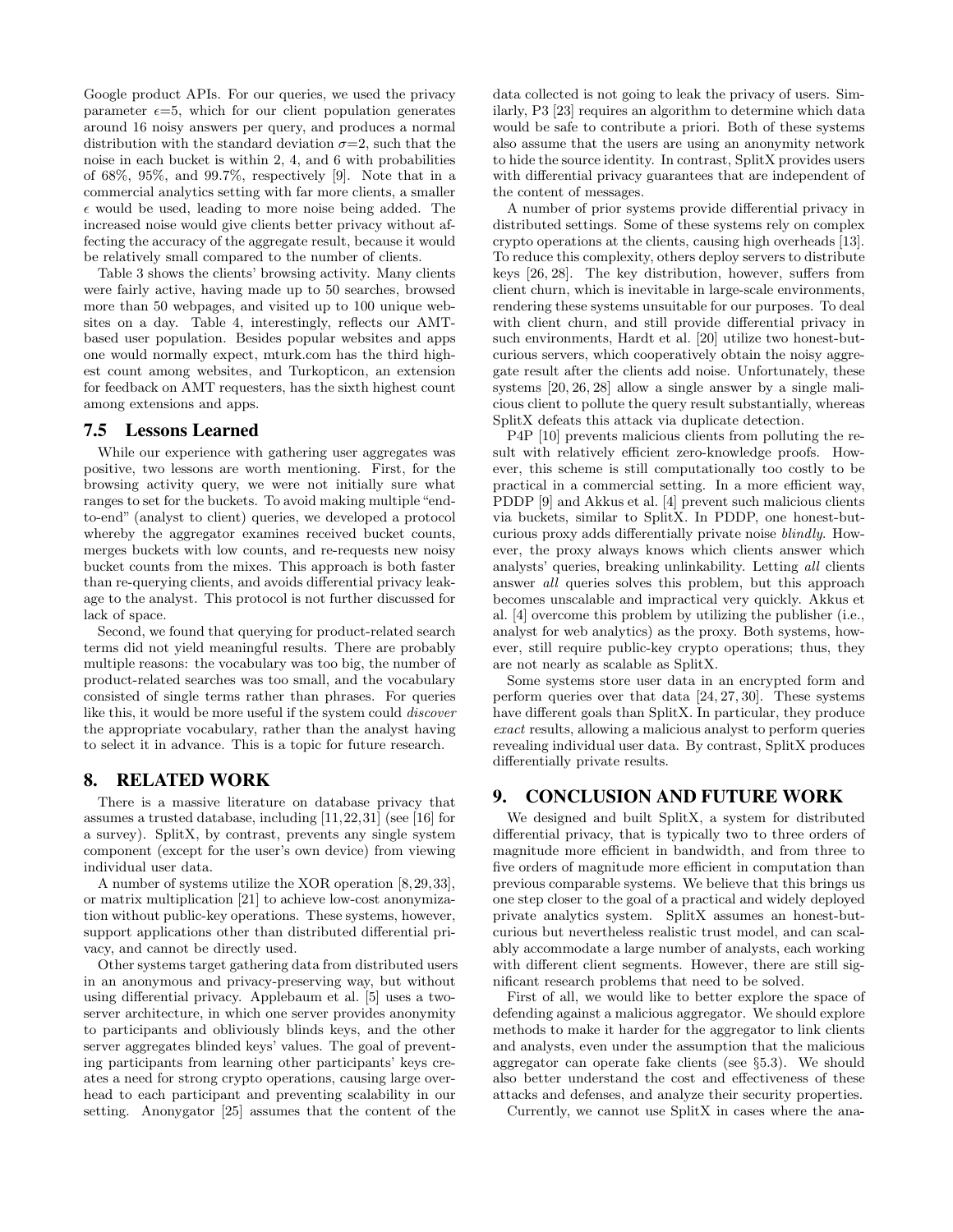Google product APIs. For our queries, we used the privacy parameter $\epsilon$=5, which for our client population generates around 16 noisy answers per query, and produces a normal distribution with the standard deviation $\sigma$=2, such that the noise in each bucket is within 2, 4, and 6 with probabilities of 68%, 95%, and 99.7%, respectively [9]. Note that in a commercial analytics setting with far more clients, a smaller $\epsilon$ would be used, leading to more noise being added. The increased noise would give clients better privacy without affecting the accuracy of the aggregate result, because it would be relatively small compared to the number of clients.

Table 3 shows the clients' browsing activity. Many clients were fairly active, having made up to 50 searches, browsed more than 50 webpages, and visited up to 100 unique websites on a day. Table 4, interestingly, reflects our AMT-based user population. Besides popular websites and apps one would normally expect, mturk.com has the third highest count among websites, and Turkopticon, an extension for feedback on AMT requesters, has the sixth highest count among extensions and apps.

## 7.5 Lessons Learned

While our experience with gathering user aggregates was positive, two lessons are worth mentioning. First, for the browsing activity query, we were not initially sure what ranges to set for the buckets. To avoid making multiple "end-to-end" (analyst to client) queries, we developed a protocol whereby the aggregator examines received bucket counts, merges buckets with low counts, and re-requests new noisy bucket counts from the mixes. This approach is both faster than re-querying clients, and avoids differential privacy leakage to the analyst. This protocol is not further discussed for lack of space.

Second, we found that querying for product-related search terms did not yield meaningful results. There are probably multiple reasons: the vocabulary was too big, the number of product-related searches was too small, and the vocabulary consisted of single terms rather than phrases. For queries like this, it would be more useful if the system could *discover* the appropriate vocabulary, rather than the analyst having to select it in advance. This is a topic for future research.

# 8. RELATED WORK

There is a massive literature on database privacy that assumes a trusted database, including [11,22,31] (see [16] for a survey). SplitX, by contrast, prevents any single system component (except for the user's own device) from viewing individual user data.

A number of systems utilize the XOR operation [8,29,33], or matrix multiplication [21] to achieve low-cost anonymization without public-key operations. These systems, however, support applications other than distributed differential privacy, and cannot be directly used.

Other systems target gathering data from distributed users in an anonymous and privacy-preserving way, but without using differential privacy. Applebaum et al. [5] uses a two-server architecture, in which one server provides anonymity to participants and obliviously blinds keys, and the other server aggregates blinded keys' values. The goal of preventing participants from learning other participants' keys creates a need for strong crypto operations, causing large overhead to each participant and preventing scalability in our setting. Anonygator [25] assumes that the content of the data collected is not going to leak the privacy of users. Similarly, P3 [23] requires an algorithm to determine which data would be safe to contribute a priori. Both of these systems also assume that the users are using an anonymity network to hide the source identity. In contrast, SplitX provides users with differential privacy guarantees that are independent of the content of messages.

A number of prior systems provide differential privacy in distributed settings. Some of these systems rely on complex crypto operations at the clients, causing high overheads [13]. To reduce this complexity, others deploy servers to distribute keys [26, 28]. The key distribution, however, suffers from client churn, which is inevitable in large-scale environments, rendering these systems unsuitable for our purposes. To deal with client churn, and still provide differential privacy in such environments, Hardt et al. [20] utilize two honest-but-curious servers, which cooperatively obtain the noisy aggregate result after the clients add noise. Unfortunately, these systems [20, 26, 28] allow a single answer by a single malicious client to pollute the query result substantially, whereas SplitX defeats this attack via duplicate detection.

P4P [10] prevents malicious clients from polluting the result with relatively efficient zero-knowledge proofs. However, this scheme is still computationally too costly to be practical in a commercial setting. In a more efficient way, PDDP [9] and Akkus et al. [4] prevent such malicious clients via buckets, similar to SplitX. In PDDP, one honest-but-curious proxy adds differentially private noise *blindly*. However, the proxy always knows which clients answer which analysts' queries, breaking unlinkability. Letting *all* clients answer *all* queries solves this problem, but this approach becomes unscalable and impractical very quickly. Akkus et al. [4] overcome this problem by utilizing the publisher (i.e., analyst for web analytics) as the proxy. Both systems, however, still require public-key crypto operations; thus, they are not nearly as scalable as SplitX.

Some systems store user data in an encrypted form and perform queries over that data [24, 27, 30]. These systems have different goals than SplitX. In particular, they produce *exact* results, allowing a malicious analyst to perform queries revealing individual user data. By contrast, SplitX produces differentially private results.

# 9. CONCLUSION AND FUTURE WORK

We designed and built SplitX, a system for distributed differential privacy, that is typically two to three orders of magnitude more efficient in bandwidth, and from three to five orders of magnitude more efficient in computation than previous comparable systems. We believe that this brings us one step closer to the goal of a practical and widely deployed private analytics system. SplitX assumes an honest-but-curious but nevertheless realistic trust model, and can scalably accommodate a large number of analysts, each working with different client segments. However, there are still significant research problems that need to be solved.

First of all, we would like to better explore the space of defending against a malicious aggregator. We should explore methods to make it harder for the aggregator to link clients and analysts, even under the assumption that the malicious aggregator can operate fake clients (see §5.3). We should also better understand the cost and effectiveness of these attacks and defenses, and analyze their security properties.

Currently, we cannot use SplitX in cases where the ana-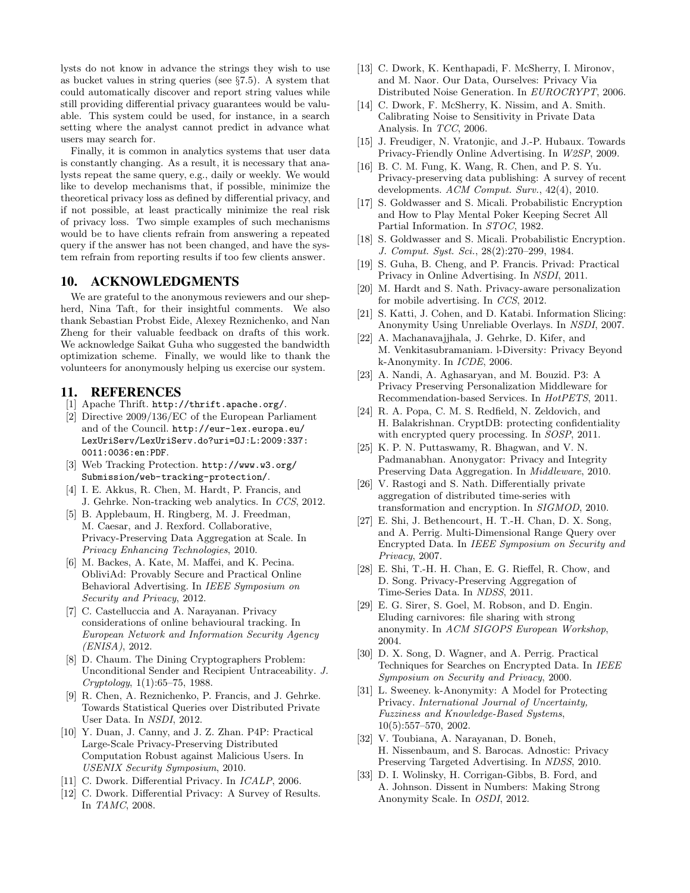lysts do not know in advance the strings they wish to use as bucket values in string queries (see §7.5). A system that could automatically discover and report string values while still providing differential privacy guarantees would be valuable. This system could be used, for instance, in a search setting where the analyst cannot predict in advance what users may search for.

Finally, it is common in analytics systems that user data is constantly changing. As a result, it is necessary that analysts repeat the same query, e.g., daily or weekly. We would like to develop mechanisms that, if possible, minimize the theoretical privacy loss as defined by differential privacy, and if not possible, at least practically minimize the real risk of privacy loss. Two simple examples of such mechanisms would be to have clients refrain from answering a repeated query if the answer has not been changed, and have the system refrain from reporting results if too few clients answer.

## 10. ACKNOWLEDGMENTS

We are grateful to the anonymous reviewers and our shepherd, Nina Taft, for their insightful comments. We also thank Sebastian Probst Eide, Alexey Reznichenko, and Nan Zheng for their valuable feedback on drafts of this work. We acknowledge Saikat Guha who suggested the bandwidth optimization scheme. Finally, we would like to thank the volunteers for anonymously helping us exercise our system.

## 11. REFERENCES

[1] Apache Thrift. `http://thrift.apache.org/`.

[2] Directive 2009/136/EC of the European Parliament and of the Council. `http://eur-lex.europa.eu/LexUriServ/LexUriServ.do?uri=OJ:L:2009:337:0011:0036:en:PDF`.

[3] Web Tracking Protection. `http://www.w3.org/Submission/web-tracking-protection/`.

[4] I. E. Akkus, R. Chen, M. Hardt, P. Francis, and J. Gehrke. Non-tracking web analytics. In *CCS*, 2012.

[5] B. Applebaum, H. Ringberg, M. J. Freedman, M. Caesar, and J. Rexford. Collaborative, Privacy-Preserving Data Aggregation at Scale. In *Privacy Enhancing Technologies*, 2010.

[6] M. Backes, A. Kate, M. Maffei, and K. Pecina. ObliviAd: Provably Secure and Practical Online Behavioral Advertising. In *IEEE Symposium on Security and Privacy*, 2012.

[7] C. Castelluccia and A. Narayanan. Privacy considerations of online behavioural tracking. In *European Network and Information Security Agency (ENISA)*, 2012.

[8] D. Chaum. The Dining Cryptographers Problem: Unconditional Sender and Recipient Untraceability. *J. Cryptology*, 1(1):65–75, 1988.

[9] R. Chen, A. Reznichenko, P. Francis, and J. Gehrke. Towards Statistical Queries over Distributed Private User Data. In *NSDI*, 2012.

[10] Y. Duan, J. Canny, and J. Z. Zhan. P4P: Practical Large-Scale Privacy-Preserving Distributed Computation Robust against Malicious Users. In *USENIX Security Symposium*, 2010.

[11] C. Dwork. Differential Privacy. In *ICALP*, 2006.

[12] C. Dwork. Differential Privacy: A Survey of Results. In *TAMC*, 2008.

[13] C. Dwork, K. Kenthapadi, F. McSherry, I. Mironov, and M. Naor. Our Data, Ourselves: Privacy Via Distributed Noise Generation. In *EUROCRYPT*, 2006.

[14] C. Dwork, F. McSherry, K. Nissim, and A. Smith. Calibrating Noise to Sensitivity in Private Data Analysis. In *TCC*, 2006.

[15] J. Freudiger, N. Vratonjic, and J.-P. Hubaux. Towards Privacy-Friendly Online Advertising. In *W2SP*, 2009.

[16] B. C. M. Fung, K. Wang, R. Chen, and P. S. Yu. Privacy-preserving data publishing: A survey of recent developments. *ACM Comput. Surv.*, 42(4), 2010.

[17] S. Goldwasser and S. Micali. Probabilistic Encryption and How to Play Mental Poker Keeping Secret All Partial Information. In *STOC*, 1982.

[18] S. Goldwasser and S. Micali. Probabilistic Encryption. *J. Comput. Syst. Sci.*, 28(2):270–299, 1984.

[19] S. Guha, B. Cheng, and P. Francis. Privad: Practical Privacy in Online Advertising. In *NSDI*, 2011.

[20] M. Hardt and S. Nath. Privacy-aware personalization for mobile advertising. In *CCS*, 2012.

[21] S. Katti, J. Cohen, and D. Katabi. Information Slicing: Anonymity Using Unreliable Overlays. In *NSDI*, 2007.

[22] A. Machanavajjhala, J. Gehrke, D. Kifer, and M. Venkitasubramaniam. l-Diversity: Privacy Beyond k-Anonymity. In *ICDE*, 2006.

[23] A. Nandi, A. Aghasaryan, and M. Bouzid. P3: A Privacy Preserving Personalization Middleware for Recommendation-based Services. In *HotPETS*, 2011.

[24] R. A. Popa, C. M. S. Redfield, N. Zeldovich, and H. Balakrishnan. CryptDB: protecting confidentiality with encrypted query processing. In *SOSP*, 2011.

[25] K. P. N. Puttaswamy, R. Bhagwan, and V. N. Padmanabhan. Anonygator: Privacy and Integrity Preserving Data Aggregation. In *Middleware*, 2010.

[26] V. Rastogi and S. Nath. Differentially private aggregation of distributed time-series with transformation and encryption. In *SIGMOD*, 2010.

[27] E. Shi, J. Bethencourt, H. T.-H. Chan, D. X. Song, and A. Perrig. Multi-Dimensional Range Query over Encrypted Data. In *IEEE Symposium on Security and Privacy*, 2007.

[28] E. Shi, T.-H. H. Chan, E. G. Rieffel, R. Chow, and D. Song. Privacy-Preserving Aggregation of Time-Series Data. In *NDSS*, 2011.

[29] E. G. Sirer, S. Goel, M. Robson, and D. Engin. Eluding carnivores: file sharing with strong anonymity. In *ACM SIGOPS European Workshop*, 2004.

[30] D. X. Song, D. Wagner, and A. Perrig. Practical Techniques for Searches on Encrypted Data. In *IEEE Symposium on Security and Privacy*, 2000.

[31] L. Sweeney. k-Anonymity: A Model for Protecting Privacy. *International Journal of Uncertainty, Fuzziness and Knowledge-Based Systems*, 10(5):557–570, 2002.

[32] V. Toubiana, A. Narayanan, D. Boneh, H. Nissenbaum, and S. Barocas. Adnostic: Privacy Preserving Targeted Advertising. In *NDSS*, 2010.

[33] D. I. Wolinsky, H. Corrigan-Gibbs, B. Ford, and A. Johnson. Dissent in Numbers: Making Strong Anonymity Scale. In *OSDI*, 2012.